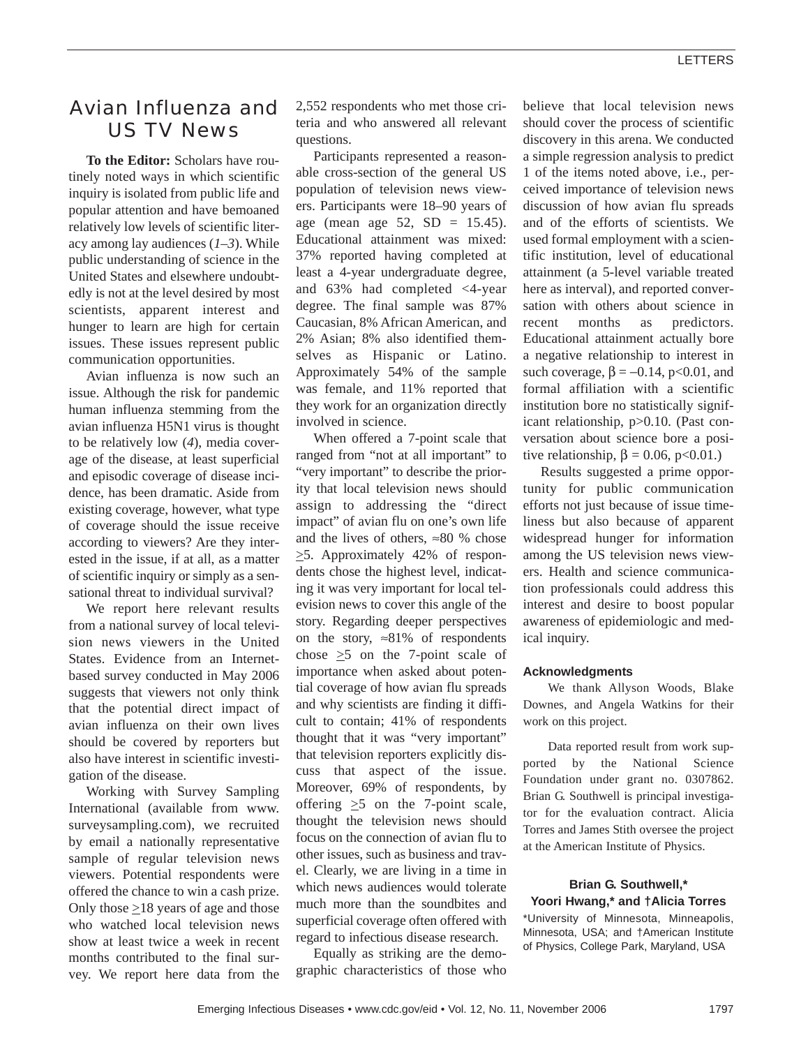# Avian Influenza and US TV News

**To the Editor:** Scholars have routinely noted ways in which scientific inquiry is isolated from public life and popular attention and have bemoaned relatively low levels of scientific literacy among lay audiences (*1–3*). While public understanding of science in the United States and elsewhere undoubtedly is not at the level desired by most scientists, apparent interest and hunger to learn are high for certain issues. These issues represent public communication opportunities.

Avian influenza is now such an issue. Although the risk for pandemic human influenza stemming from the avian influenza H5N1 virus is thought to be relatively low (*4*), media coverage of the disease, at least superficial and episodic coverage of disease incidence, has been dramatic. Aside from existing coverage, however, what type of coverage should the issue receive according to viewers? Are they interested in the issue, if at all, as a matter of scientific inquiry or simply as a sensational threat to individual survival?

We report here relevant results from a national survey of local television news viewers in the United States. Evidence from an Internet-based survey conducted in May 2006 suggests that viewers not only think that the potential direct impact of avian influenza on their own lives should be covered by reporters but also have interest in scientific investigation of the disease.

Working with Survey Sampling International (available from www.surveysampling.com), we recruited by email a nationally representative sample of regular television news viewers. Potential respondents were offered the chance to win a cash prize. Only those $\geq$18 years of age and those who watched local television news show at least twice a week in recent months contributed to the final survey. We report here data from the 2,552 respondents who met those criteria and who answered all relevant questions.

Participants represented a reasonable cross-section of the general US population of television news viewers. Participants were 18–90 years of age (mean age 52, SD = 15.45). Educational attainment was mixed: 37% reported having completed at least a 4-year undergraduate degree, and 63% had completed <4-year degree. The final sample was 87% Caucasian, 8% African American, and 2% Asian; 8% also identified themselves as Hispanic or Latino. Approximately 54% of the sample was female, and 11% reported that they work for an organization directly involved in science.

When offered a 7-point scale that ranged from "not at all important" to "very important" to describe the priority that local television news should assign to addressing the "direct impact" of avian flu on one's own life and the lives of others, ≈80 % chose $\geq$5. Approximately 42% of respondents chose the highest level, indicating it was very important for local television news to cover this angle of the story. Regarding deeper perspectives on the story, ≈81% of respondents chose $\geq$5 on the 7-point scale of importance when asked about potential coverage of how avian flu spreads and why scientists are finding it difficult to contain; 41% of respondents thought that it was "very important" that television reporters explicitly discuss that aspect of the issue. Moreover, 69% of respondents, by offering $\geq$5 on the 7-point scale, thought the television news should focus on the connection of avian flu to other issues, such as business and travel. Clearly, we are living in a time in which news audiences would tolerate much more than the soundbites and superficial coverage often offered with regard to infectious disease research.

Equally as striking are the demographic characteristics of those who believe that local television news should cover the process of scientific discovery in this arena. We conducted a simple regression analysis to predict 1 of the items noted above, i.e., perceived importance of television news discussion of how avian flu spreads and of the efforts of scientists. We used formal employment with a scientific institution, level of educational attainment (a 5-level variable treated here as interval), and reported conversation with others about science in recent months as predictors. Educational attainment actually bore a negative relationship to interest in such coverage, $\beta = -0.14$, $p<0.01$, and formal affiliation with a scientific institution bore no statistically significant relationship, $p>0.10$. (Past conversation about science bore a positive relationship, $\beta = 0.06$, $p<0.01$.)

Results suggested a prime opportunity for public communication efforts not just because of issue timeliness but also because of apparent widespread hunger for information among the US television news viewers. Health and science communication professionals could address this interest and desire to boost popular awareness of epidemiologic and medical inquiry.

### Acknowledgments

We thank Allyson Woods, Blake Downes, and Angela Watkins for their work on this project.

Data reported result from work supported by the National Science Foundation under grant no. 0307862. Brian G. Southwell is principal investigator for the evaluation contract. Alicia Torres and James Stith oversee the project at the American Institute of Physics.

**Brian G. Southwell,\* Yoori Hwang,\* and †Alicia Torres**

\*University of Minnesota, Minneapolis, Minnesota, USA; and †American Institute of Physics, College Park, Maryland, USA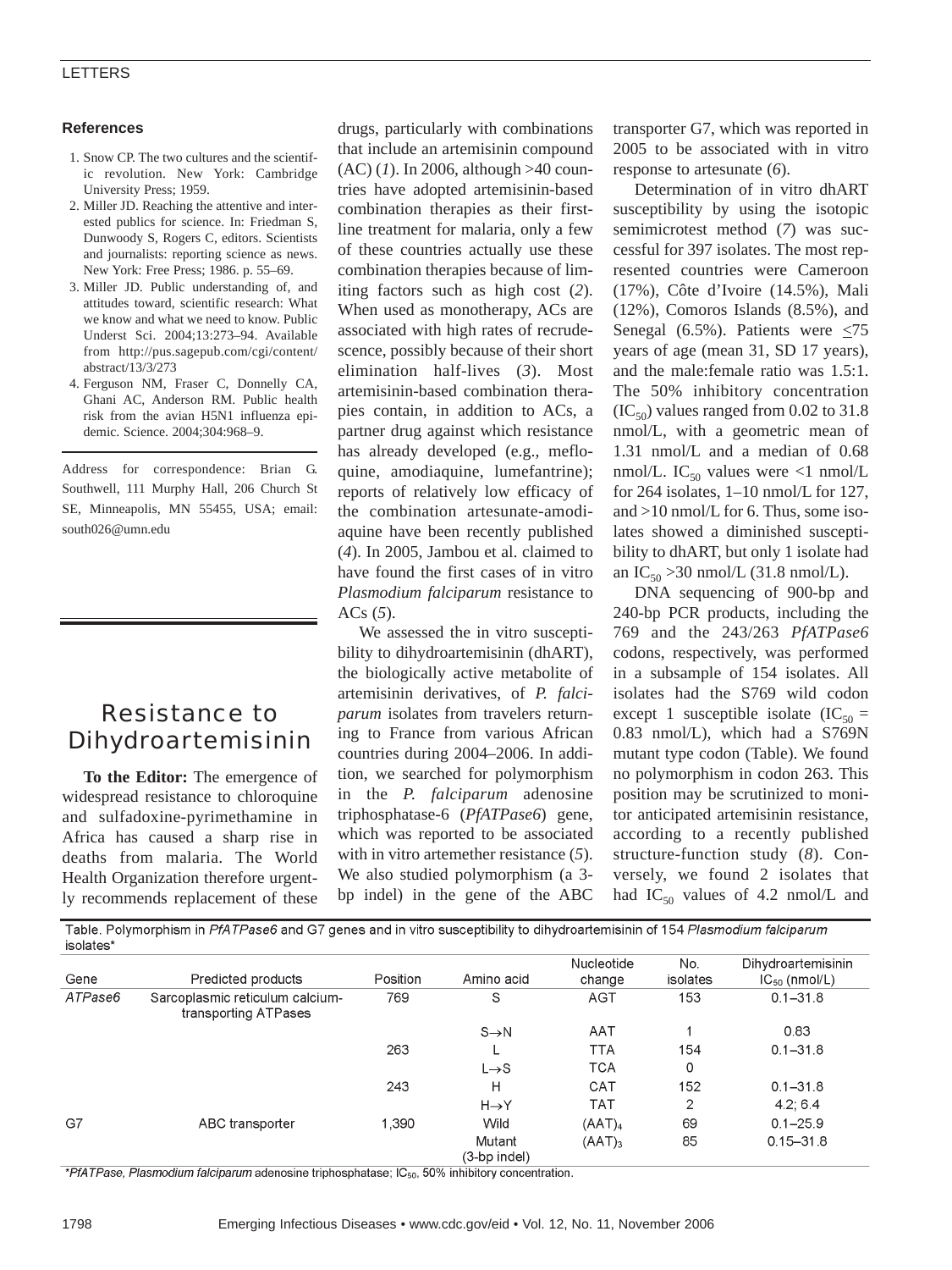## References

1. Snow CP. The two cultures and the scientific revolution. New York: Cambridge University Press; 1959.
2. Miller JD. Reaching the attentive and interested publics for science. In: Friedman S, Dunwoody S, Rogers C, editors. Scientists and journalists: reporting science as news. New York: Free Press; 1986. p. 55–69.
3. Miller JD. Public understanding of, and attitudes toward, scientific research: What we know and what we need to know. Public Underst Sci. 2004;13:273–94. Available from http://pus.sagepub.com/cgi/content/abstract/13/3/273
4. Ferguson NM, Fraser C, Donnelly CA, Ghani AC, Anderson RM. Public health risk from the avian H5N1 influenza epidemic. Science. 2004;304:968–9.

Address for correspondence: Brian G. Southwell, 111 Murphy Hall, 206 Church St SE, Minneapolis, MN 55455, USA; email: south026@umn.edu

# Resistance to Dihydroartemisinin

**To the Editor:** The emergence of widespread resistance to chloroquine and sulfadoxine-pyrimethamine in Africa has caused a sharp rise in deaths from malaria. The World Health Organization therefore urgently recommends replacement of these drugs, particularly with combinations that include an artemisinin compound (AC) (*1*). In 2006, although >40 countries have adopted artemisinin-based combination therapies as their first-line treatment for malaria, only a few of these countries actually use these combination therapies because of limiting factors such as high cost (*2*). When used as monotherapy, ACs are associated with high rates of recrudescence, possibly because of their short elimination half-lives (*3*). Most artemisinin-based combination therapies contain, in addition to ACs, a partner drug against which resistance has already developed (e.g., mefloquine, amodiaquine, lumefantrine); reports of relatively low efficacy of the combination artesunate-amodiaquine have been recently published (*4*). In 2005, Jambou et al. claimed to have found the first cases of in vitro *Plasmodium falciparum* resistance to ACs (*5*).

We assessed the in vitro susceptibility to dihydroartemisinin (dhART), the biologically active metabolite of artemisinin derivatives, of *P. falciparum* isolates from travelers returning to France from various African countries during 2004–2006. In addition, we searched for polymorphism in the *P. falciparum* adenosine triphosphatase-6 (*PfATPase6*) gene, which was reported to be associated with in vitro artemether resistance (*5*). We also studied polymorphism (a 3-bp indel) in the gene of the ABC transporter G7, which was reported in 2005 to be associated with in vitro response to artesunate (*6*).

Determination of in vitro dhART susceptibility by using the isotopic semimicrotest method (*7*) was successful for 397 isolates. The most represented countries were Cameroon (17%), Côte d'Ivoire (14.5%), Mali (12%), Comoros Islands (8.5%), and Senegal (6.5%). Patients were <75 years of age (mean 31, SD 17 years), and the male:female ratio was 1.5:1. The 50% inhibitory concentration ($IC_{50}$) values ranged from 0.02 to 31.8 nmol/L, with a geometric mean of 1.31 nmol/L and a median of 0.68 nmol/L. $IC_{50}$ values were <1 nmol/L for 264 isolates, 1–10 nmol/L for 127, and >10 nmol/L for 6. Thus, some isolates showed a diminished susceptibility to dhART, but only 1 isolate had an $IC_{50}$ >30 nmol/L (31.8 nmol/L).

DNA sequencing of 900-bp and 240-bp PCR products, including the 769 and the 243/263 *PfATPase6* codons, respectively, was performed in a subsample of 154 isolates. All isolates had the S769 wild codon except 1 susceptible isolate ($IC_{50}$ = 0.83 nmol/L), which had a S769N mutant type codon (Table). We found no polymorphism in codon 263. This position may be scrutinized to monitor anticipated artemisinin resistance, according to a recently published structure-function study (*8*). Conversely, we found 2 isolates that had $IC_{50}$ values of 4.2 nmol/L and

Table. Polymorphism in *PfATPase6* and G7 genes and in vitro susceptibility to dihydroartemisinin of 154 *Plasmodium falciparum* isolates*

| Gene | Predicted products | Position | Amino acid | Nucleotide change | No. isolates | Dihydroartemisinin $IC_{50}$ (nmol/L) |
|---|---|---|---|---|---|---|
| *ATPase6* | Sarcoplasmic reticulum calcium-transporting ATPases | 769 | S | AGT | 153 | 0.1–31.8 |
| | | | S→N | AAT | 1 | 0.83 |
| | | 263 | L | TTA | 154 | 0.1–31.8 |
| | | | L→S | TCA | 0 | |
| | | 243 | H | CAT | 152 | 0.1–31.8 |
| | | | H→Y | TAT | 2 | 4.2; 6.4 |
| G7 | ABC transporter | 1,390 | Wild | $(AAT)_4$ | 69 | 0.1–25.9 |
| | | | Mutant (3-bp indel) | $(AAT)_3$ | 85 | 0.15–31.8 |

**PfATPase, Plasmodium falciparum* adenosine triphosphatase; $IC_{50}$, 50% inhibitory concentration.